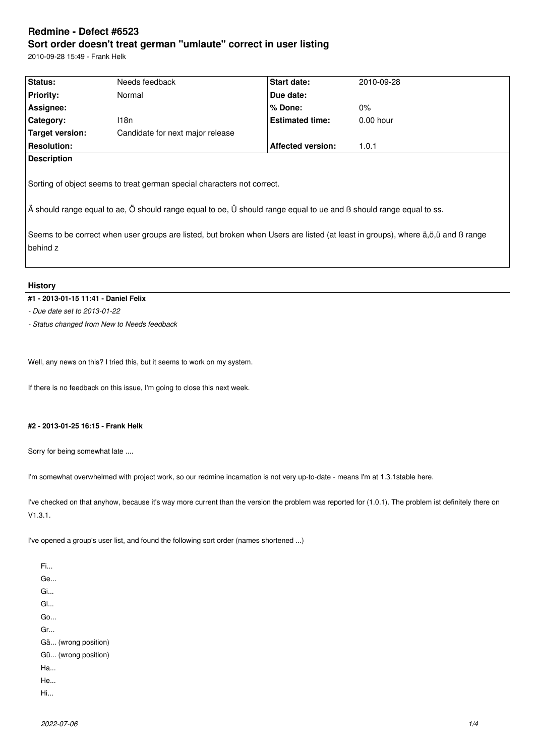# Redmine - Defect #6523

## Sort order doesn't treat german "umlaute" correct in user listing

2010-09-28 15:49 - Frank Helk

| Status: | Needs feedback | Start date: | 2010-09-28 |
| --- | --- | --- | --- |
| Priority: | Normal | Due date: | |
| Assignee: | | % Done: | 0% |
| Category: | I18n | Estimated time: | 0.00 hour |
| Target version: | Candidate for next major release | | |
| Resolution: | | Affected version: | 1.0.1 |

**Description**

Sorting of object seems to treat german special characters not correct.

Ä should range equal to ae, Ö should range equal to oe, Ü should range equal to ue and ß should range equal to ss.

Seems to be correct when user groups are listed, but broken when Users are listed (at least in groups), where ä,ö,ü and ß range behind z

## History

**#1 - 2013-01-15 11:41 - Daniel Felix**

*- Due date set to 2013-01-22*

*- Status changed from New to Needs feedback*

Well, any news on this? I tried this, but it seems to work on my system.

If there is no feedback on this issue, I'm going to close this next week.

**#2 - 2013-01-25 16:15 - Frank Helk**

Sorry for being somewhat late ....

I'm somewhat overwhelmed with project work, so our redmine incarnation is not very up-to-date - means I'm at 1.3.1stable here.

I've checked on that anyhow, because it's way more current than the version the problem was reported for (1.0.1). The problem ist definitely there on V1.3.1.

I've opened a group's user list, and found the following sort order (names shortened ...)

```
Fi...
Ge...
Gi...
Gl...
Go...
Gr...
Gä... (wrong position)
Gü... (wrong position)
Ha...
He...
Hi...
```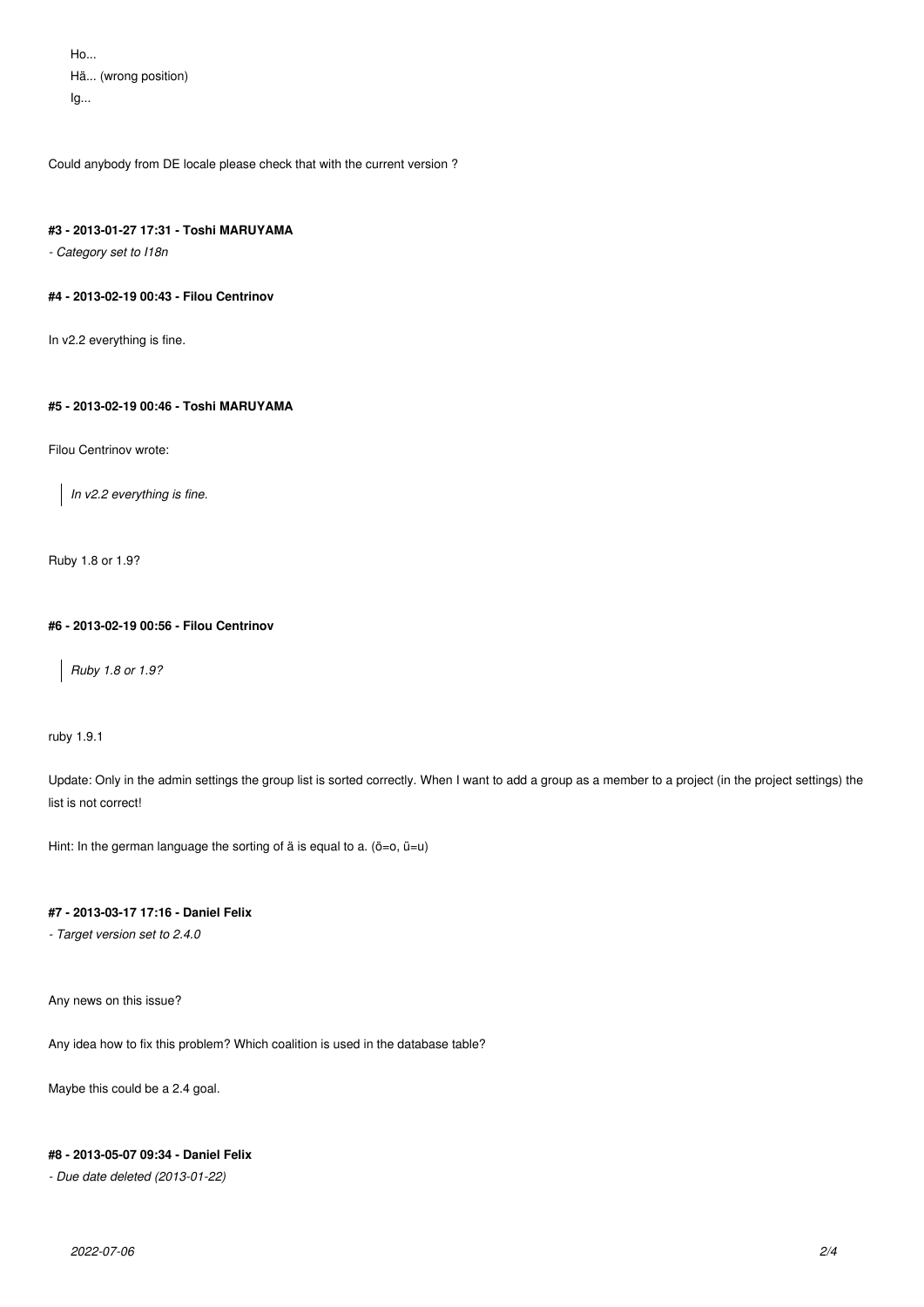Ho...
Hä... (wrong position)
Ig...

Could anybody from DE locale please check that with the current version ?

#### #3 - 2013-01-27 17:31 - Toshi MARUYAMA

*- Category set to I18n*

#### #4 - 2013-02-19 00:43 - Filou Centrinov

In v2.2 everything is fine.

#### #5 - 2013-02-19 00:46 - Toshi MARUYAMA

Filou Centrinov wrote:

> *In v2.2 everything is fine.*

Ruby 1.8 or 1.9?

#### #6 - 2013-02-19 00:56 - Filou Centrinov

> *Ruby 1.8 or 1.9?*

ruby 1.9.1

Update: Only in the admin settings the group list is sorted correctly. When I want to add a group as a member to a project (in the project settings) the list is not correct!

Hint: In the german language the sorting of ä is equal to a. (ö=o, ü=u)

#### #7 - 2013-03-17 17:16 - Daniel Felix

*- Target version set to 2.4.0*

Any news on this issue?

Any idea how to fix this problem? Which coalition is used in the database table?

Maybe this could be a 2.4 goal.

#### #8 - 2013-05-07 09:34 - Daniel Felix

*- Due date deleted (2013-01-22)*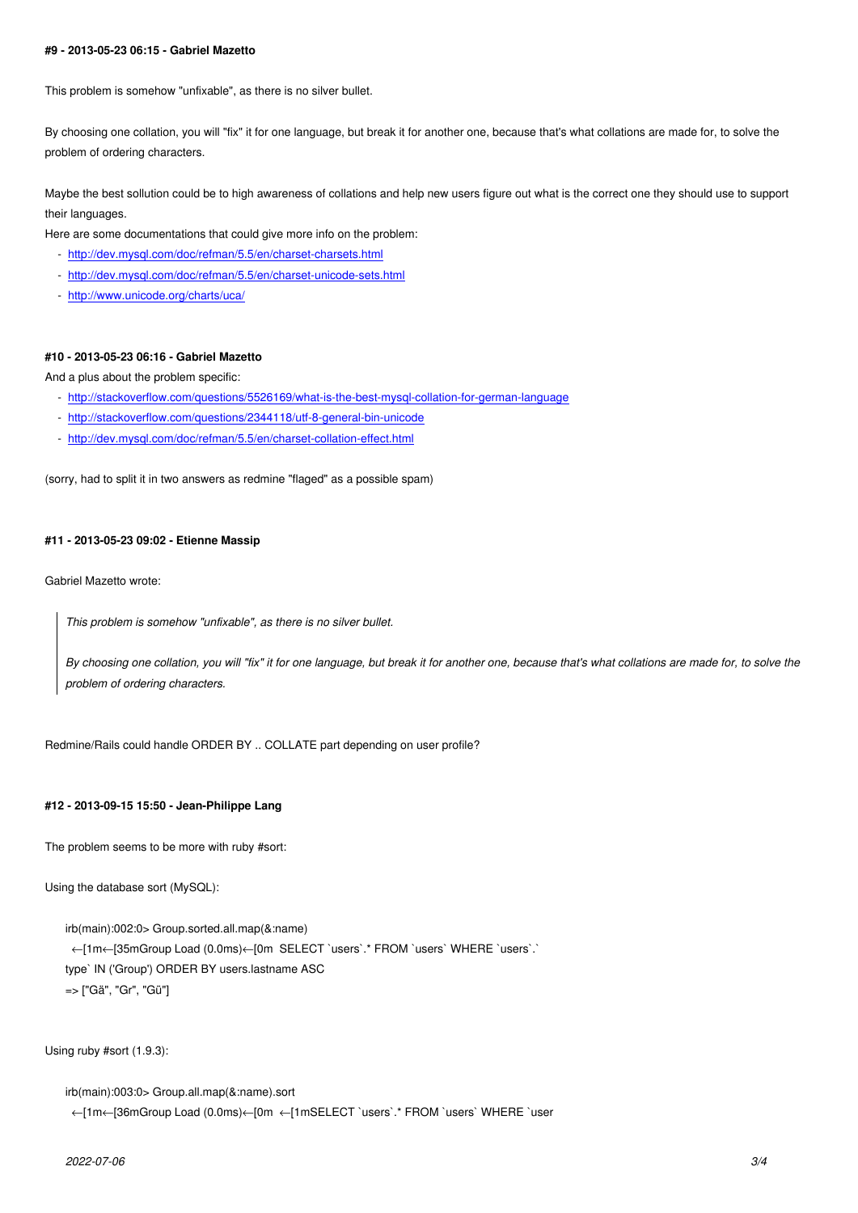#### #9 - 2013-05-23 06:15 - Gabriel Mazetto

This problem is somehow "unfixable", as there is no silver bullet.

By choosing one collation, you will "fix" it for one language, but break it for another one, because that's what collations are made for, to solve the problem of ordering characters.

Maybe the best sollution could be to high awareness of collations and help new users figure out what is the correct one they should use to support their languages.
Here are some documentations that could give more info on the problem:

- http://dev.mysql.com/doc/refman/5.5/en/charset-charsets.html
- http://dev.mysql.com/doc/refman/5.5/en/charset-unicode-sets.html
- http://www.unicode.org/charts/uca/

#### #10 - 2013-05-23 06:16 - Gabriel Mazetto

And a plus about the problem specific:

- http://stackoverflow.com/questions/5526169/what-is-the-best-mysql-collation-for-german-language
- http://stackoverflow.com/questions/2344118/utf-8-general-bin-unicode
- http://dev.mysql.com/doc/refman/5.5/en/charset-collation-effect.html

(sorry, had to split it in two answers as redmine "flaged" as a possible spam)

#### #11 - 2013-05-23 09:02 - Etienne Massip

Gabriel Mazetto wrote:

> *This problem is somehow "unfixable", as there is no silver bullet.*
>
> *By choosing one collation, you will "fix" it for one language, but break it for another one, because that's what collations are made for, to solve the problem of ordering characters.*

Redmine/Rails could handle ORDER BY .. COLLATE part depending on user profile?

#### #12 - 2013-09-15 15:50 - Jean-Philippe Lang

The problem seems to be more with ruby #sort:

Using the database sort (MySQL):

```
irb(main):002:0> Group.sorted.all.map(&:name)
  ←[1m←[35mGroup Load (0.0ms)←[0m  SELECT `users`.* FROM `users` WHERE `users`.`
type` IN ('Group') ORDER BY users.lastname ASC
=> ["Gä", "Gr", "Gü"]
```

Using ruby #sort (1.9.3):

```
irb(main):003:0> Group.all.map(&:name).sort
  ←[1m←[36mGroup Load (0.0ms)←[0m  ←[1mSELECT `users`.* FROM `users` WHERE `user
```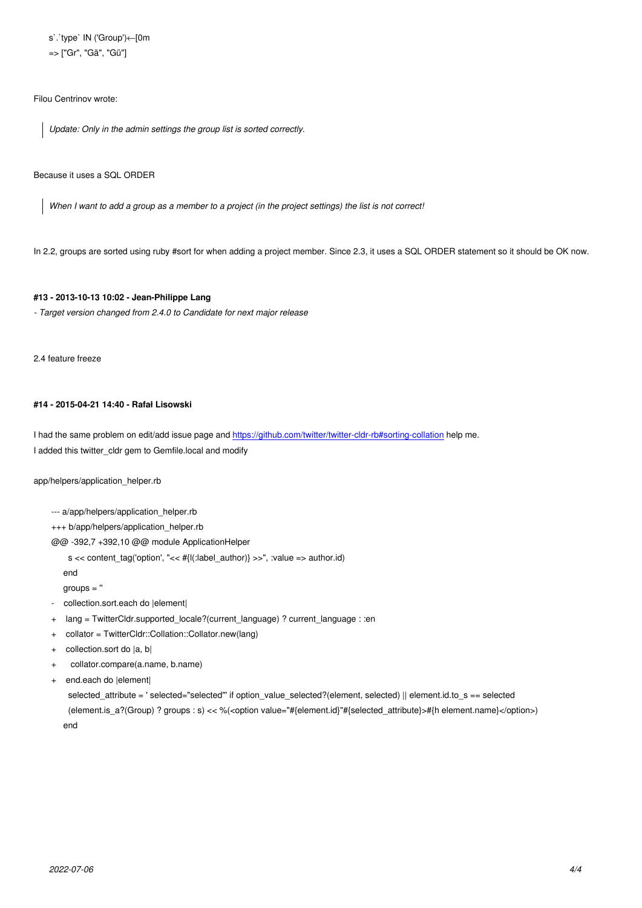```
s`.`type` IN ('Group')←[0m
=> ["Gr", "Gă", "Gű"]
```

Filou Centrinov wrote:

> *Update: Only in the admin settings the group list is sorted correctly.*

Because it uses a SQL ORDER

> *When I want to add a group as a member to a project (in the project settings) the list is not correct!*

In 2.2, groups are sorted using ruby #sort for when adding a project member. Since 2.3, it uses a SQL ORDER statement so it should be OK now.

#### #13 - 2013-10-13 10:02 - Jean-Philippe Lang

*- Target version changed from 2.4.0 to Candidate for next major release*

2.4 feature freeze

#### #14 - 2015-04-21 14:40 - Rafał Lisowski

I had the same problem on edit/add issue page and https://github.com/twitter/twitter-cldr-rb#sorting-collation help me.
I added this twitter_cldr gem to Gemfile.local and modify

app/helpers/application_helper.rb

```
--- a/app/helpers/application_helper.rb
+++ b/app/helpers/application_helper.rb
@@ -392,7 +392,10 @@ module ApplicationHelper
     s << content_tag('option', "<< #{l(:label_author)} >>", :value => author.id)
   end
   groups = ''
-  collection.sort.each do |element|
+  lang = TwitterCldr.supported_locale?(current_language) ? current_language : :en
+  collator = TwitterCldr::Collation::Collator.new(lang)
+  collection.sort do |a, b|
+    collator.compare(a.name, b.name)
+  end.each do |element|
     selected_attribute = ' selected="selected"' if option_value_selected?(element, selected) || element.id.to_s == selected
     (element.is_a?(Group) ? groups : s) << %(<option value="#{element.id}"#{selected_attribute}>#{h element.name}</option>)
   end
```